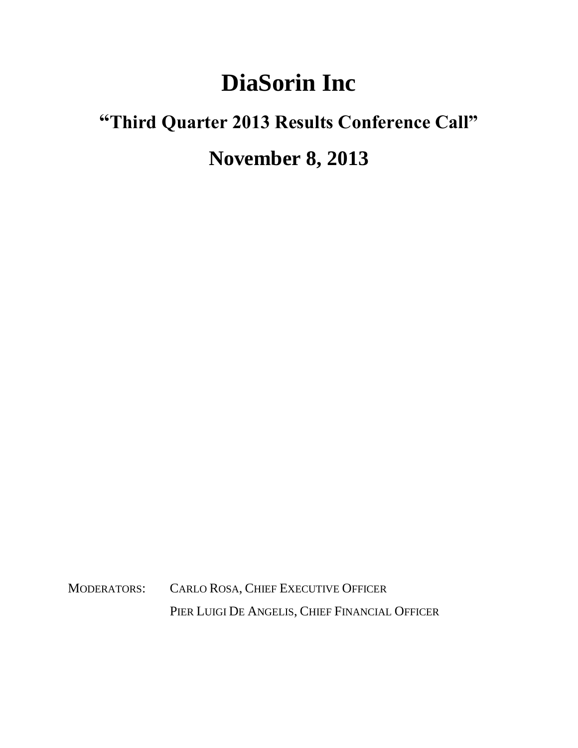# DiaSorin Inc

## "Third Quarter 2013 Results Conference Call"

## November 8, 2013

MODERATORS: CARLO ROSA, CHIEF EXECUTIVE OFFICER

PIER LUIGI DE ANGELIS, CHIEF FINANCIAL OFFICER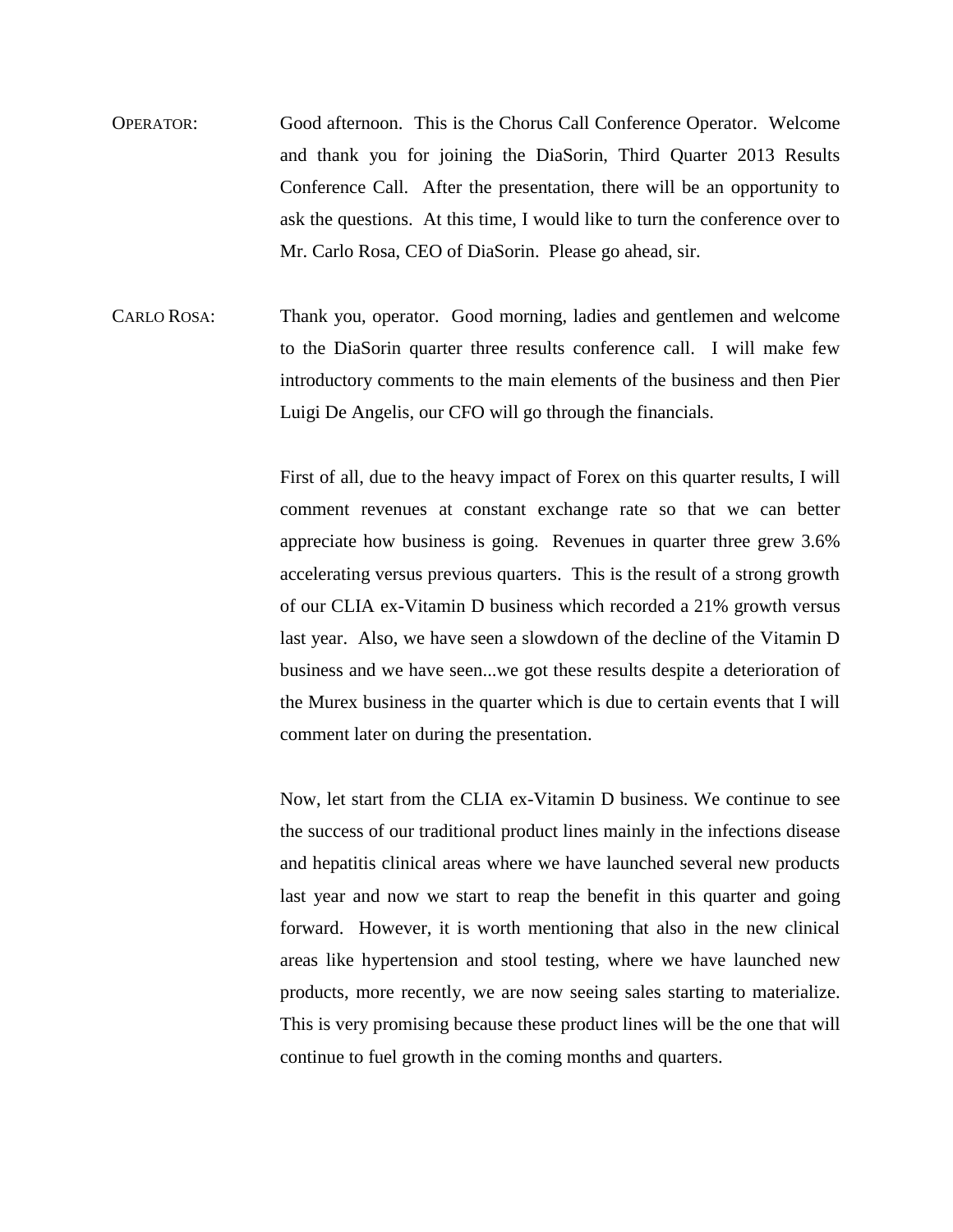OPERATOR: Good afternoon. This is the Chorus Call Conference Operator. Welcome and thank you for joining the DiaSorin, Third Quarter 2013 Results Conference Call. After the presentation, there will be an opportunity to ask the questions. At this time, I would like to turn the conference over to Mr. Carlo Rosa, CEO of DiaSorin. Please go ahead, sir.

CARLO ROSA: Thank you, operator. Good morning, ladies and gentlemen and welcome to the DiaSorin quarter three results conference call. I will make few introductory comments to the main elements of the business and then Pier Luigi De Angelis, our CFO will go through the financials.

First of all, due to the heavy impact of Forex on this quarter results, I will comment revenues at constant exchange rate so that we can better appreciate how business is going. Revenues in quarter three grew 3.6% accelerating versus previous quarters. This is the result of a strong growth of our CLIA ex-Vitamin D business which recorded a 21% growth versus last year. Also, we have seen a slowdown of the decline of the Vitamin D business and we have seen...we got these results despite a deterioration of the Murex business in the quarter which is due to certain events that I will comment later on during the presentation.

Now, let start from the CLIA ex-Vitamin D business. We continue to see the success of our traditional product lines mainly in the infections disease and hepatitis clinical areas where we have launched several new products last year and now we start to reap the benefit in this quarter and going forward. However, it is worth mentioning that also in the new clinical areas like hypertension and stool testing, where we have launched new products, more recently, we are now seeing sales starting to materialize. This is very promising because these product lines will be the one that will continue to fuel growth in the coming months and quarters.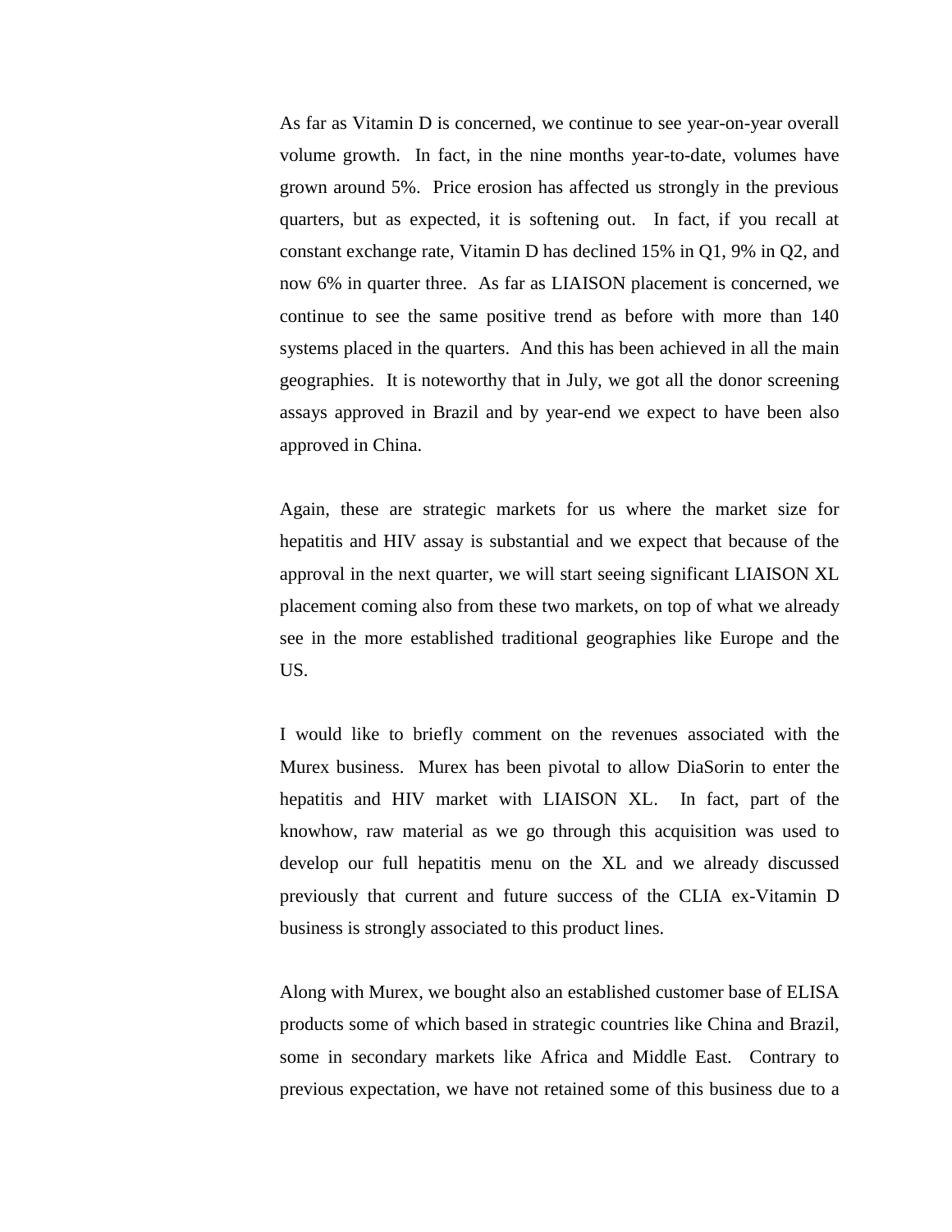As far as Vitamin D is concerned, we continue to see year-on-year overall volume growth. In fact, in the nine months year-to-date, volumes have grown around 5%. Price erosion has affected us strongly in the previous quarters, but as expected, it is softening out. In fact, if you recall at constant exchange rate, Vitamin D has declined 15% in Q1, 9% in Q2, and now 6% in quarter three. As far as LIAISON placement is concerned, we continue to see the same positive trend as before with more than 140 systems placed in the quarters. And this has been achieved in all the main geographies. It is noteworthy that in July, we got all the donor screening assays approved in Brazil and by year-end we expect to have been also approved in China.

Again, these are strategic markets for us where the market size for hepatitis and HIV assay is substantial and we expect that because of the approval in the next quarter, we will start seeing significant LIAISON XL placement coming also from these two markets, on top of what we already see in the more established traditional geographies like Europe and the US.

I would like to briefly comment on the revenues associated with the Murex business. Murex has been pivotal to allow DiaSorin to enter the hepatitis and HIV market with LIAISON XL. In fact, part of the knowhow, raw material as we go through this acquisition was used to develop our full hepatitis menu on the XL and we already discussed previously that current and future success of the CLIA ex-Vitamin D business is strongly associated to this product lines.

Along with Murex, we bought also an established customer base of ELISA products some of which based in strategic countries like China and Brazil, some in secondary markets like Africa and Middle East. Contrary to previous expectation, we have not retained some of this business due to a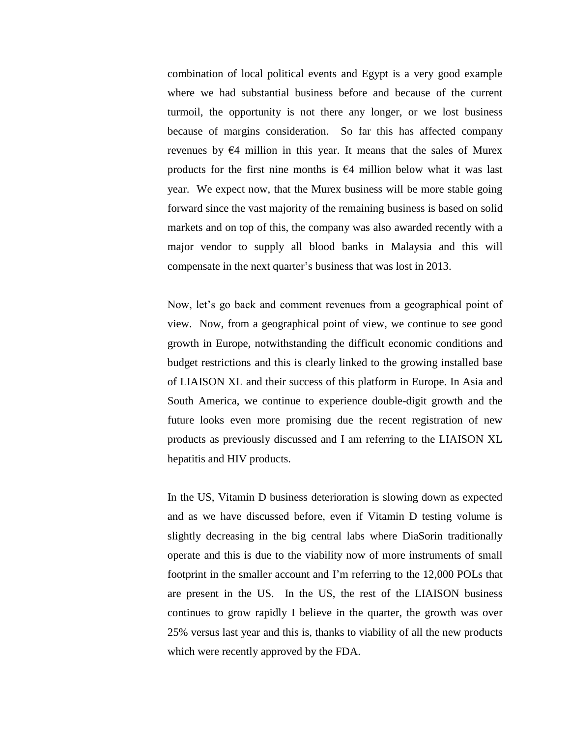combination of local political events and Egypt is a very good example where we had substantial business before and because of the current turmoil, the opportunity is not there any longer, or we lost business because of margins consideration. So far this has affected company revenues by €4 million in this year. It means that the sales of Murex products for the first nine months is €4 million below what it was last year. We expect now, that the Murex business will be more stable going forward since the vast majority of the remaining business is based on solid markets and on top of this, the company was also awarded recently with a major vendor to supply all blood banks in Malaysia and this will compensate in the next quarter's business that was lost in 2013.

Now, let's go back and comment revenues from a geographical point of view. Now, from a geographical point of view, we continue to see good growth in Europe, notwithstanding the difficult economic conditions and budget restrictions and this is clearly linked to the growing installed base of LIAISON XL and their success of this platform in Europe. In Asia and South America, we continue to experience double-digit growth and the future looks even more promising due the recent registration of new products as previously discussed and I am referring to the LIAISON XL hepatitis and HIV products.

In the US, Vitamin D business deterioration is slowing down as expected and as we have discussed before, even if Vitamin D testing volume is slightly decreasing in the big central labs where DiaSorin traditionally operate and this is due to the viability now of more instruments of small footprint in the smaller account and I'm referring to the 12,000 POLs that are present in the US. In the US, the rest of the LIAISON business continues to grow rapidly I believe in the quarter, the growth was over 25% versus last year and this is, thanks to viability of all the new products which were recently approved by the FDA.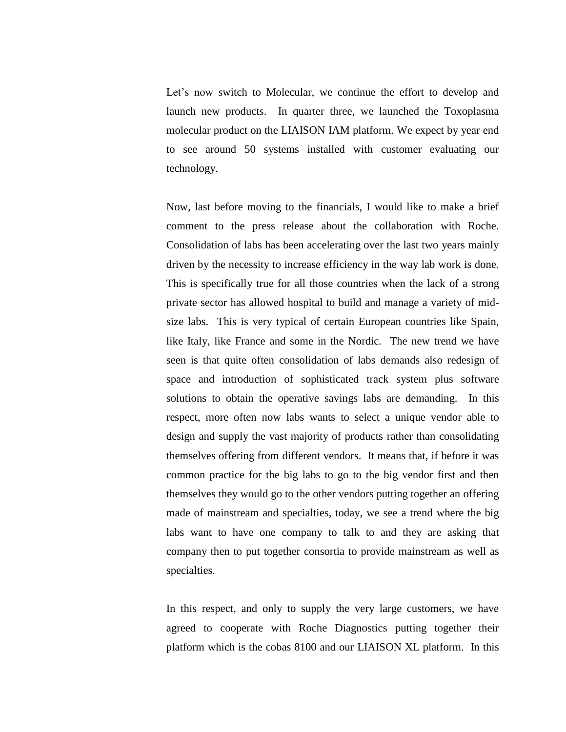Let's now switch to Molecular, we continue the effort to develop and launch new products.  In quarter three, we launched the Toxoplasma molecular product on the LIAISON IAM platform. We expect by year end to see around 50 systems installed with customer evaluating our technology.

Now, last before moving to the financials, I would like to make a brief comment to the press release about the collaboration with Roche. Consolidation of labs has been accelerating over the last two years mainly driven by the necessity to increase efficiency in the way lab work is done. This is specifically true for all those countries when the lack of a strong private sector has allowed hospital to build and manage a variety of mid-size labs.  This is very typical of certain European countries like Spain, like Italy, like France and some in the Nordic.  The new trend we have seen is that quite often consolidation of labs demands also redesign of space and introduction of sophisticated track system plus software solutions to obtain the operative savings labs are demanding.  In this respect, more often now labs wants to select a unique vendor able to design and supply the vast majority of products rather than consolidating themselves offering from different vendors.  It means that, if before it was common practice for the big labs to go to the big vendor first and then themselves they would go to the other vendors putting together an offering made of mainstream and specialties, today, we see a trend where the big labs want to have one company to talk to and they are asking that company then to put together consortia to provide mainstream as well as specialties.

In this respect, and only to supply the very large customers, we have agreed to cooperate with Roche Diagnostics putting together their platform which is the cobas 8100 and our LIAISON XL platform.  In this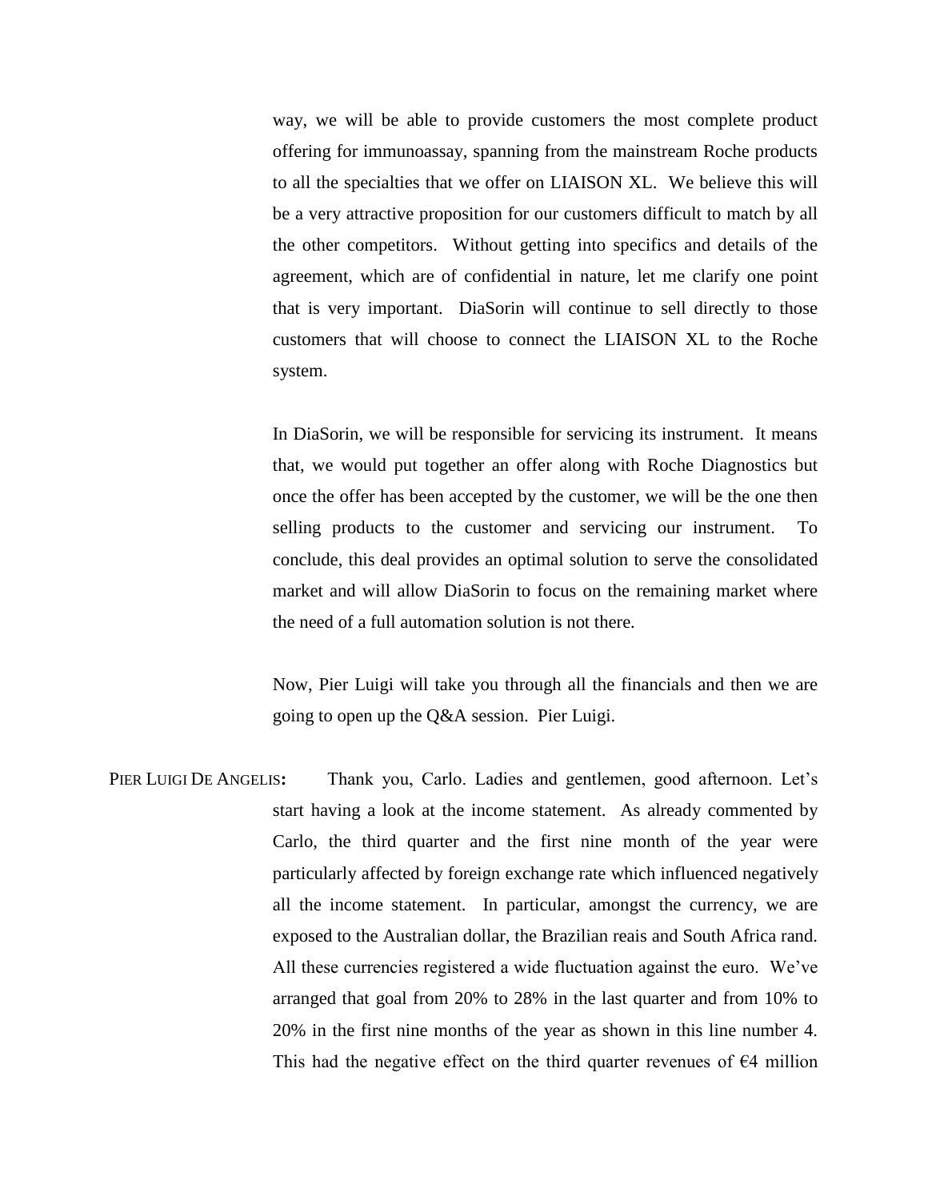way, we will be able to provide customers the most complete product offering for immunoassay, spanning from the mainstream Roche products to all the specialties that we offer on LIAISON XL. We believe this will be a very attractive proposition for our customers difficult to match by all the other competitors. Without getting into specifics and details of the agreement, which are of confidential in nature, let me clarify one point that is very important. DiaSorin will continue to sell directly to those customers that will choose to connect the LIAISON XL to the Roche system.

In DiaSorin, we will be responsible for servicing its instrument. It means that, we would put together an offer along with Roche Diagnostics but once the offer has been accepted by the customer, we will be the one then selling products to the customer and servicing our instrument. To conclude, this deal provides an optimal solution to serve the consolidated market and will allow DiaSorin to focus on the remaining market where the need of a full automation solution is not there.

Now, Pier Luigi will take you through all the financials and then we are going to open up the Q&A session. Pier Luigi.

PIER LUIGI DE ANGELIS**:** Thank you, Carlo. Ladies and gentlemen, good afternoon. Let's start having a look at the income statement. As already commented by Carlo, the third quarter and the first nine month of the year were particularly affected by foreign exchange rate which influenced negatively all the income statement. In particular, amongst the currency, we are exposed to the Australian dollar, the Brazilian reais and South Africa rand. All these currencies registered a wide fluctuation against the euro. We've arranged that goal from 20% to 28% in the last quarter and from 10% to 20% in the first nine months of the year as shown in this line number 4. This had the negative effect on the third quarter revenues of €4 million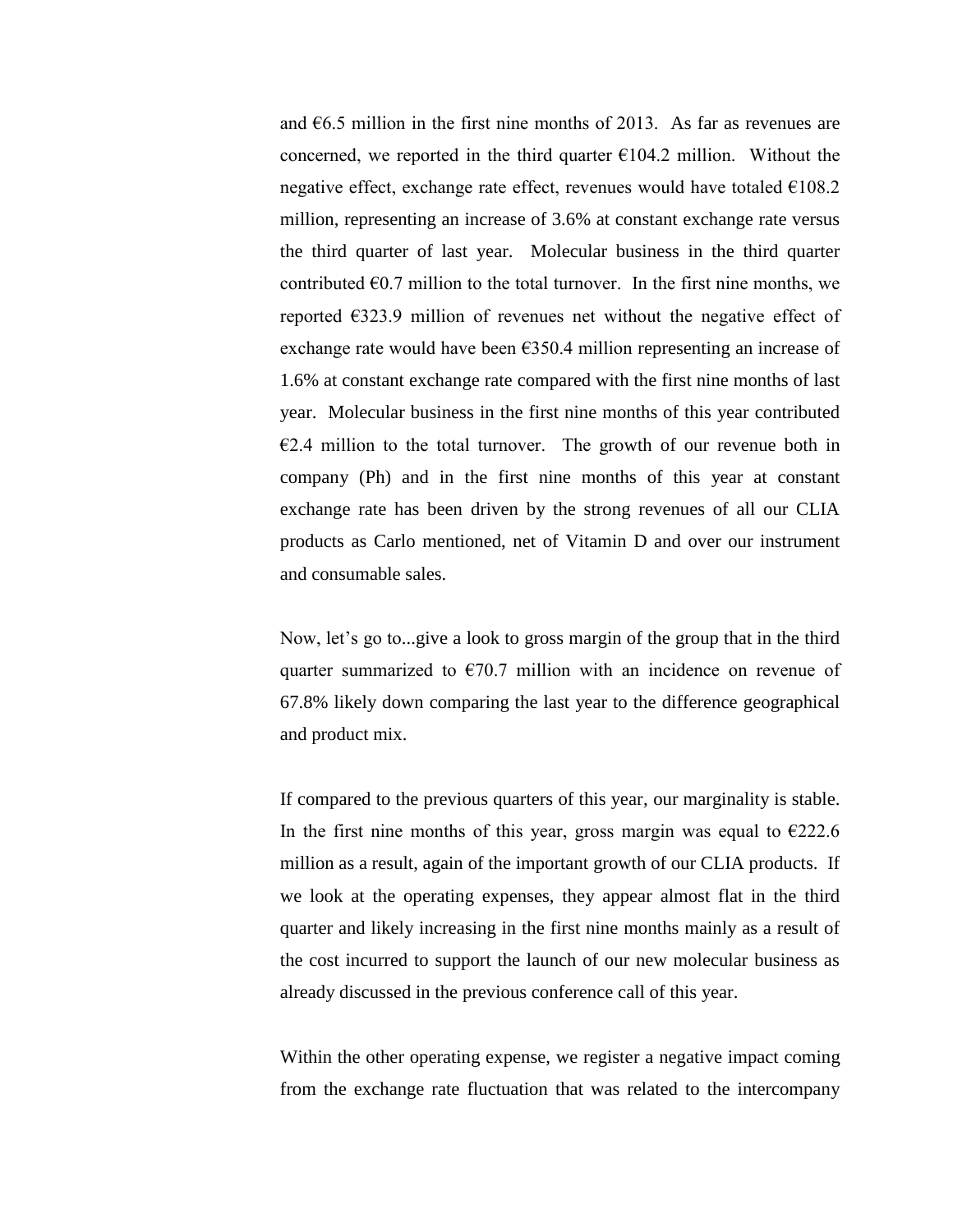and €6.5 million in the first nine months of 2013. As far as revenues are concerned, we reported in the third quarter €104.2 million. Without the negative effect, exchange rate effect, revenues would have totaled €108.2 million, representing an increase of 3.6% at constant exchange rate versus the third quarter of last year. Molecular business in the third quarter contributed €0.7 million to the total turnover. In the first nine months, we reported €323.9 million of revenues net without the negative effect of exchange rate would have been €350.4 million representing an increase of 1.6% at constant exchange rate compared with the first nine months of last year. Molecular business in the first nine months of this year contributed €2.4 million to the total turnover. The growth of our revenue both in company (Ph) and in the first nine months of this year at constant exchange rate has been driven by the strong revenues of all our CLIA products as Carlo mentioned, net of Vitamin D and over our instrument and consumable sales.

Now, let's go to...give a look to gross margin of the group that in the third quarter summarized to €70.7 million with an incidence on revenue of 67.8% likely down comparing the last year to the difference geographical and product mix.

If compared to the previous quarters of this year, our marginality is stable. In the first nine months of this year, gross margin was equal to €222.6 million as a result, again of the important growth of our CLIA products. If we look at the operating expenses, they appear almost flat in the third quarter and likely increasing in the first nine months mainly as a result of the cost incurred to support the launch of our new molecular business as already discussed in the previous conference call of this year.

Within the other operating expense, we register a negative impact coming from the exchange rate fluctuation that was related to the intercompany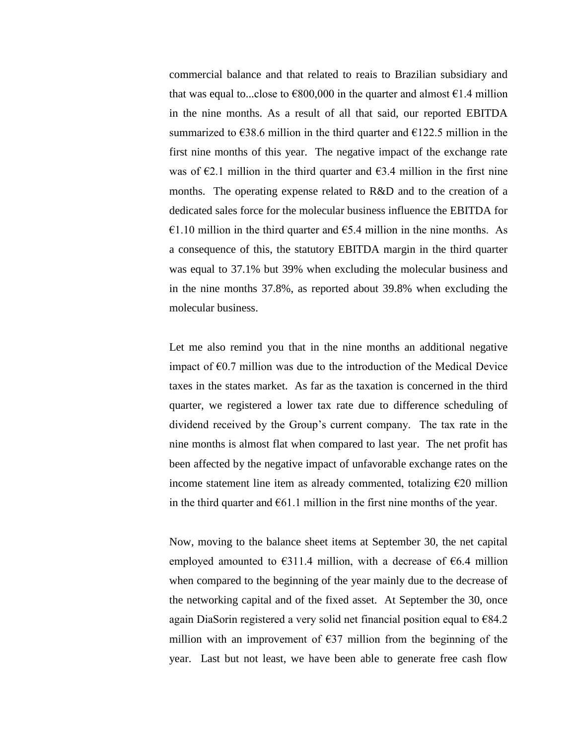commercial balance and that related to reais to Brazilian subsidiary and that was equal to...close to €800,000 in the quarter and almost €1.4 million in the nine months. As a result of all that said, our reported EBITDA summarized to €38.6 million in the third quarter and €122.5 million in the first nine months of this year. The negative impact of the exchange rate was of €2.1 million in the third quarter and €3.4 million in the first nine months. The operating expense related to R&D and to the creation of a dedicated sales force for the molecular business influence the EBITDA for €1.10 million in the third quarter and €5.4 million in the nine months. As a consequence of this, the statutory EBITDA margin in the third quarter was equal to 37.1% but 39% when excluding the molecular business and in the nine months 37.8%, as reported about 39.8% when excluding the molecular business.

Let me also remind you that in the nine months an additional negative impact of €0.7 million was due to the introduction of the Medical Device taxes in the states market. As far as the taxation is concerned in the third quarter, we registered a lower tax rate due to difference scheduling of dividend received by the Group's current company. The tax rate in the nine months is almost flat when compared to last year. The net profit has been affected by the negative impact of unfavorable exchange rates on the income statement line item as already commented, totalizing €20 million in the third quarter and €61.1 million in the first nine months of the year.

Now, moving to the balance sheet items at September 30, the net capital employed amounted to €311.4 million, with a decrease of €6.4 million when compared to the beginning of the year mainly due to the decrease of the networking capital and of the fixed asset. At September the 30, once again DiaSorin registered a very solid net financial position equal to €84.2 million with an improvement of €37 million from the beginning of the year. Last but not least, we have been able to generate free cash flow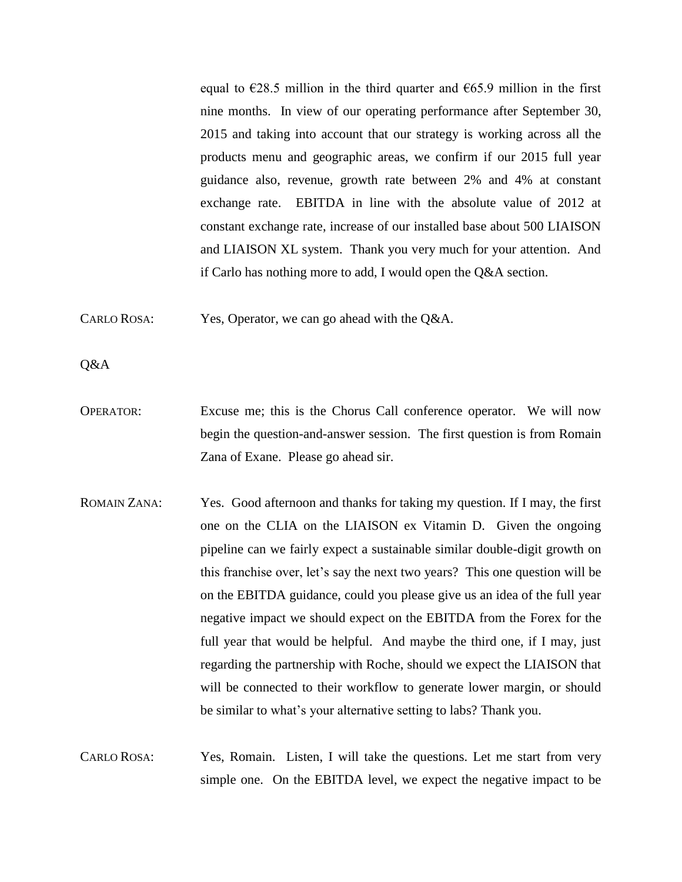equal to €28.5 million in the third quarter and €65.9 million in the first nine months. In view of our operating performance after September 30, 2015 and taking into account that our strategy is working across all the products menu and geographic areas, we confirm if our 2015 full year guidance also, revenue, growth rate between 2% and 4% at constant exchange rate. EBITDA in line with the absolute value of 2012 at constant exchange rate, increase of our installed base about 500 LIAISON and LIAISON XL system. Thank you very much for your attention. And if Carlo has nothing more to add, I would open the Q&A section.

CARLO ROSA: Yes, Operator, we can go ahead with the Q&A.

Q&A

OPERATOR: Excuse me; this is the Chorus Call conference operator. We will now begin the question-and-answer session. The first question is from Romain Zana of Exane. Please go ahead sir.

ROMAIN ZANA: Yes. Good afternoon and thanks for taking my question. If I may, the first one on the CLIA on the LIAISON ex Vitamin D. Given the ongoing pipeline can we fairly expect a sustainable similar double-digit growth on this franchise over, let's say the next two years? This one question will be on the EBITDA guidance, could you please give us an idea of the full year negative impact we should expect on the EBITDA from the Forex for the full year that would be helpful. And maybe the third one, if I may, just regarding the partnership with Roche, should we expect the LIAISON that will be connected to their workflow to generate lower margin, or should be similar to what's your alternative setting to labs? Thank you.

CARLO ROSA: Yes, Romain. Listen, I will take the questions. Let me start from very simple one. On the EBITDA level, we expect the negative impact to be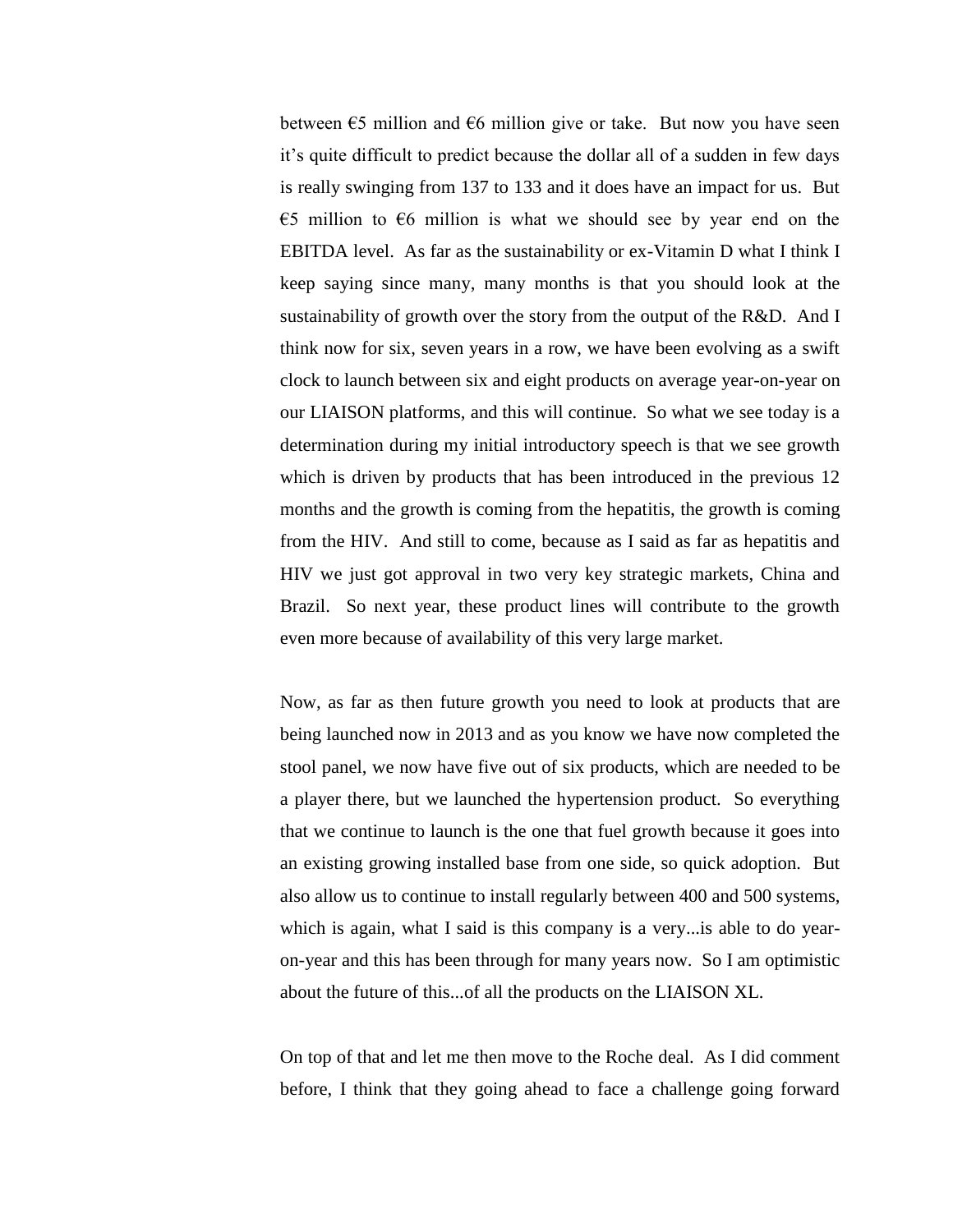between €5 million and €6 million give or take. But now you have seen it's quite difficult to predict because the dollar all of a sudden in few days is really swinging from 137 to 133 and it does have an impact for us. But €5 million to €6 million is what we should see by year end on the EBITDA level. As far as the sustainability or ex-Vitamin D what I think I keep saying since many, many months is that you should look at the sustainability of growth over the story from the output of the R&D. And I think now for six, seven years in a row, we have been evolving as a swift clock to launch between six and eight products on average year-on-year on our LIAISON platforms, and this will continue. So what we see today is a determination during my initial introductory speech is that we see growth which is driven by products that has been introduced in the previous 12 months and the growth is coming from the hepatitis, the growth is coming from the HIV. And still to come, because as I said as far as hepatitis and HIV we just got approval in two very key strategic markets, China and Brazil. So next year, these product lines will contribute to the growth even more because of availability of this very large market.

Now, as far as then future growth you need to look at products that are being launched now in 2013 and as you know we have now completed the stool panel, we now have five out of six products, which are needed to be a player there, but we launched the hypertension product. So everything that we continue to launch is the one that fuel growth because it goes into an existing growing installed base from one side, so quick adoption. But also allow us to continue to install regularly between 400 and 500 systems, which is again, what I said is this company is a very...is able to do year-on-year and this has been through for many years now. So I am optimistic about the future of this...of all the products on the LIAISON XL.

On top of that and let me then move to the Roche deal. As I did comment before, I think that they going ahead to face a challenge going forward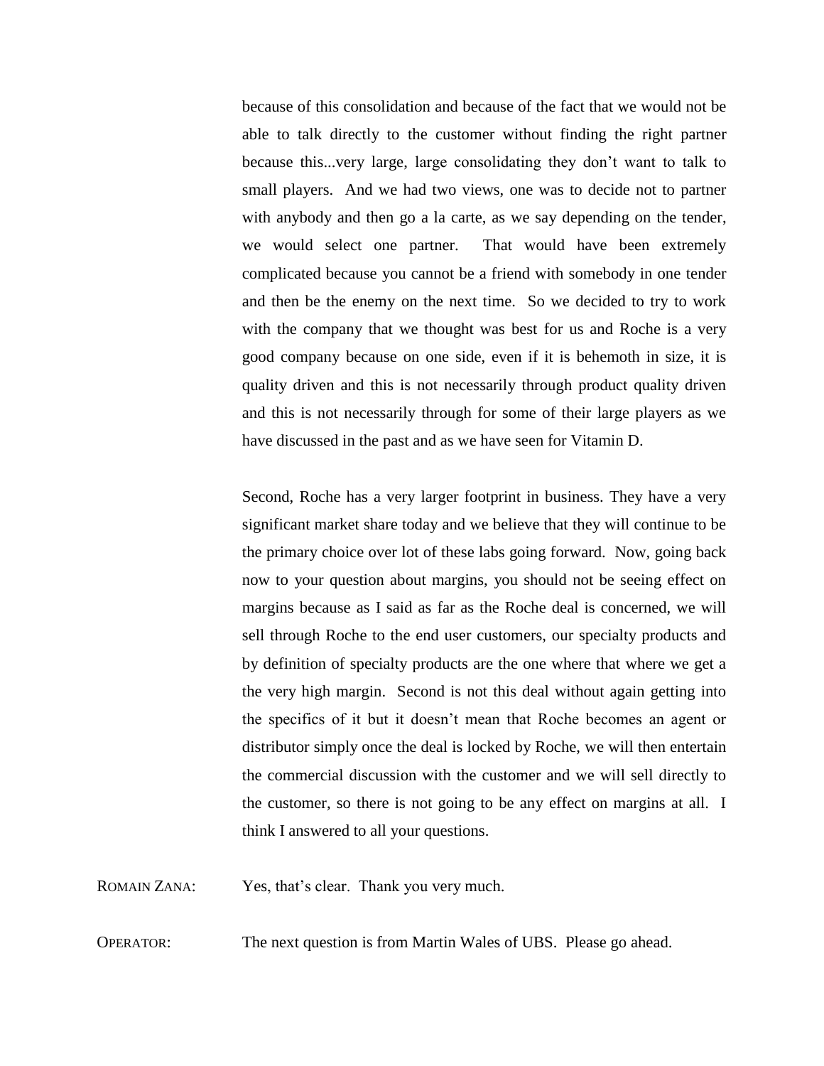because of this consolidation and because of the fact that we would not be able to talk directly to the customer without finding the right partner because this...very large, large consolidating they don't want to talk to small players. And we had two views, one was to decide not to partner with anybody and then go a la carte, as we say depending on the tender, we would select one partner. That would have been extremely complicated because you cannot be a friend with somebody in one tender and then be the enemy on the next time. So we decided to try to work with the company that we thought was best for us and Roche is a very good company because on one side, even if it is behemoth in size, it is quality driven and this is not necessarily through product quality driven and this is not necessarily through for some of their large players as we have discussed in the past and as we have seen for Vitamin D.

Second, Roche has a very larger footprint in business. They have a very significant market share today and we believe that they will continue to be the primary choice over lot of these labs going forward. Now, going back now to your question about margins, you should not be seeing effect on margins because as I said as far as the Roche deal is concerned, we will sell through Roche to the end user customers, our specialty products and by definition of specialty products are the one where that where we get a the very high margin. Second is not this deal without again getting into the specifics of it but it doesn't mean that Roche becomes an agent or distributor simply once the deal is locked by Roche, we will then entertain the commercial discussion with the customer and we will sell directly to the customer, so there is not going to be any effect on margins at all. I think I answered to all your questions.

ROMAIN ZANA: Yes, that's clear. Thank you very much.

OPERATOR: The next question is from Martin Wales of UBS. Please go ahead.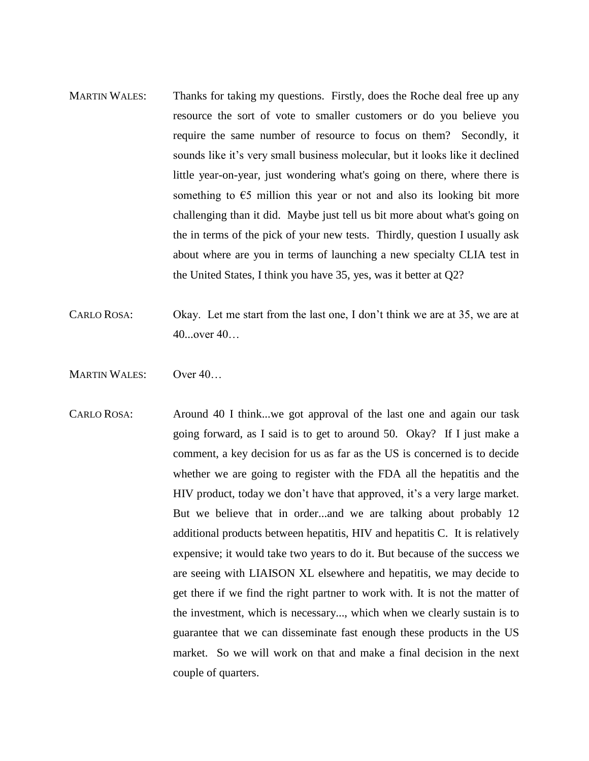MARTIN WALES: Thanks for taking my questions. Firstly, does the Roche deal free up any resource the sort of vote to smaller customers or do you believe you require the same number of resource to focus on them? Secondly, it sounds like it's very small business molecular, but it looks like it declined little year-on-year, just wondering what's going on there, where there is something to €5 million this year or not and also its looking bit more challenging than it did. Maybe just tell us bit more about what's going on the in terms of the pick of your new tests. Thirdly, question I usually ask about where are you in terms of launching a new specialty CLIA test in the United States, I think you have 35, yes, was it better at Q2?

CARLO ROSA: Okay. Let me start from the last one, I don't think we are at 35, we are at 40...over 40…

MARTIN WALES: Over 40…

CARLO ROSA: Around 40 I think...we got approval of the last one and again our task going forward, as I said is to get to around 50. Okay? If I just make a comment, a key decision for us as far as the US is concerned is to decide whether we are going to register with the FDA all the hepatitis and the HIV product, today we don't have that approved, it's a very large market. But we believe that in order...and we are talking about probably 12 additional products between hepatitis, HIV and hepatitis C. It is relatively expensive; it would take two years to do it. But because of the success we are seeing with LIAISON XL elsewhere and hepatitis, we may decide to get there if we find the right partner to work with. It is not the matter of the investment, which is necessary..., which when we clearly sustain is to guarantee that we can disseminate fast enough these products in the US market. So we will work on that and make a final decision in the next couple of quarters.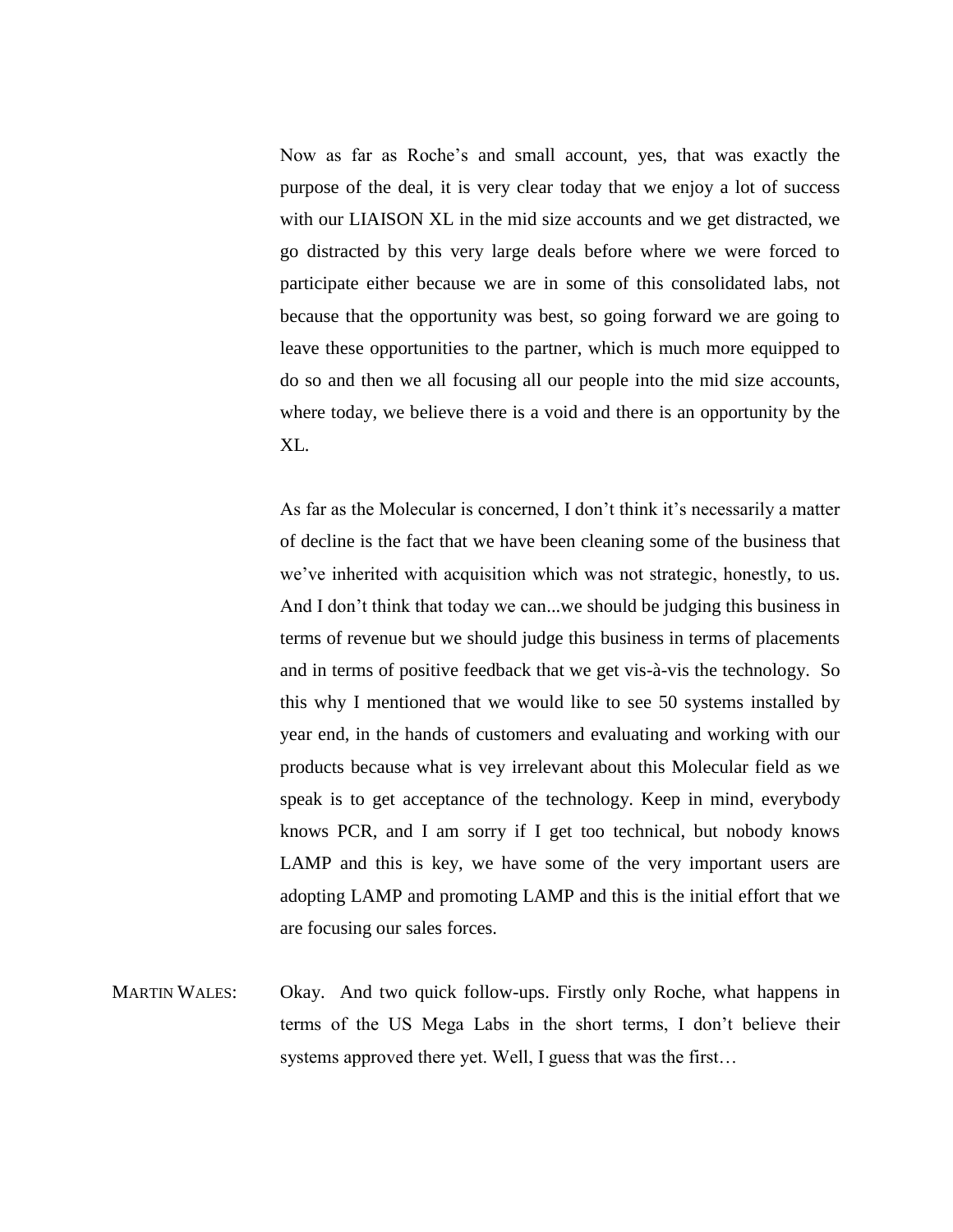Now as far as Roche's and small account, yes, that was exactly the purpose of the deal, it is very clear today that we enjoy a lot of success with our LIAISON XL in the mid size accounts and we get distracted, we go distracted by this very large deals before where we were forced to participate either because we are in some of this consolidated labs, not because that the opportunity was best, so going forward we are going to leave these opportunities to the partner, which is much more equipped to do so and then we all focusing all our people into the mid size accounts, where today, we believe there is a void and there is an opportunity by the XL.

As far as the Molecular is concerned, I don't think it's necessarily a matter of decline is the fact that we have been cleaning some of the business that we've inherited with acquisition which was not strategic, honestly, to us. And I don't think that today we can...we should be judging this business in terms of revenue but we should judge this business in terms of placements and in terms of positive feedback that we get vis-à-vis the technology. So this why I mentioned that we would like to see 50 systems installed by year end, in the hands of customers and evaluating and working with our products because what is vey irrelevant about this Molecular field as we speak is to get acceptance of the technology. Keep in mind, everybody knows PCR, and I am sorry if I get too technical, but nobody knows LAMP and this is key, we have some of the very important users are adopting LAMP and promoting LAMP and this is the initial effort that we are focusing our sales forces.

MARTIN WALES: Okay. And two quick follow-ups. Firstly only Roche, what happens in terms of the US Mega Labs in the short terms, I don't believe their systems approved there yet. Well, I guess that was the first…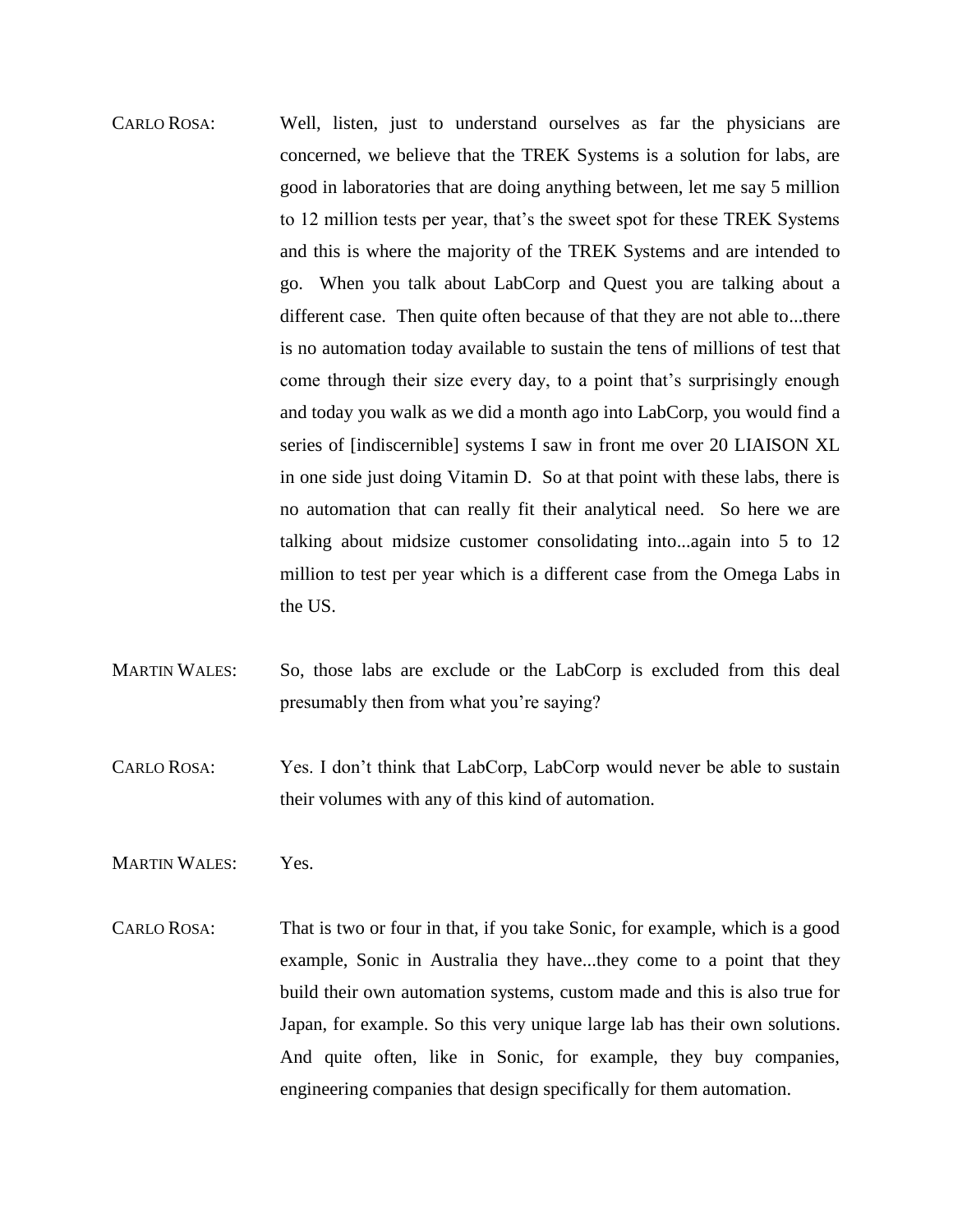CARLO ROSA: Well, listen, just to understand ourselves as far the physicians are concerned, we believe that the TREK Systems is a solution for labs, are good in laboratories that are doing anything between, let me say 5 million to 12 million tests per year, that's the sweet spot for these TREK Systems and this is where the majority of the TREK Systems and are intended to go. When you talk about LabCorp and Quest you are talking about a different case. Then quite often because of that they are not able to...there is no automation today available to sustain the tens of millions of test that come through their size every day, to a point that's surprisingly enough and today you walk as we did a month ago into LabCorp, you would find a series of [indiscernible] systems I saw in front me over 20 LIAISON XL in one side just doing Vitamin D. So at that point with these labs, there is no automation that can really fit their analytical need. So here we are talking about midsize customer consolidating into...again into 5 to 12 million to test per year which is a different case from the Omega Labs in the US.

MARTIN WALES: So, those labs are exclude or the LabCorp is excluded from this deal presumably then from what you're saying?

CARLO ROSA: Yes. I don't think that LabCorp, LabCorp would never be able to sustain their volumes with any of this kind of automation.

MARTIN WALES: Yes.

CARLO ROSA: That is two or four in that, if you take Sonic, for example, which is a good example, Sonic in Australia they have...they come to a point that they build their own automation systems, custom made and this is also true for Japan, for example. So this very unique large lab has their own solutions. And quite often, like in Sonic, for example, they buy companies, engineering companies that design specifically for them automation.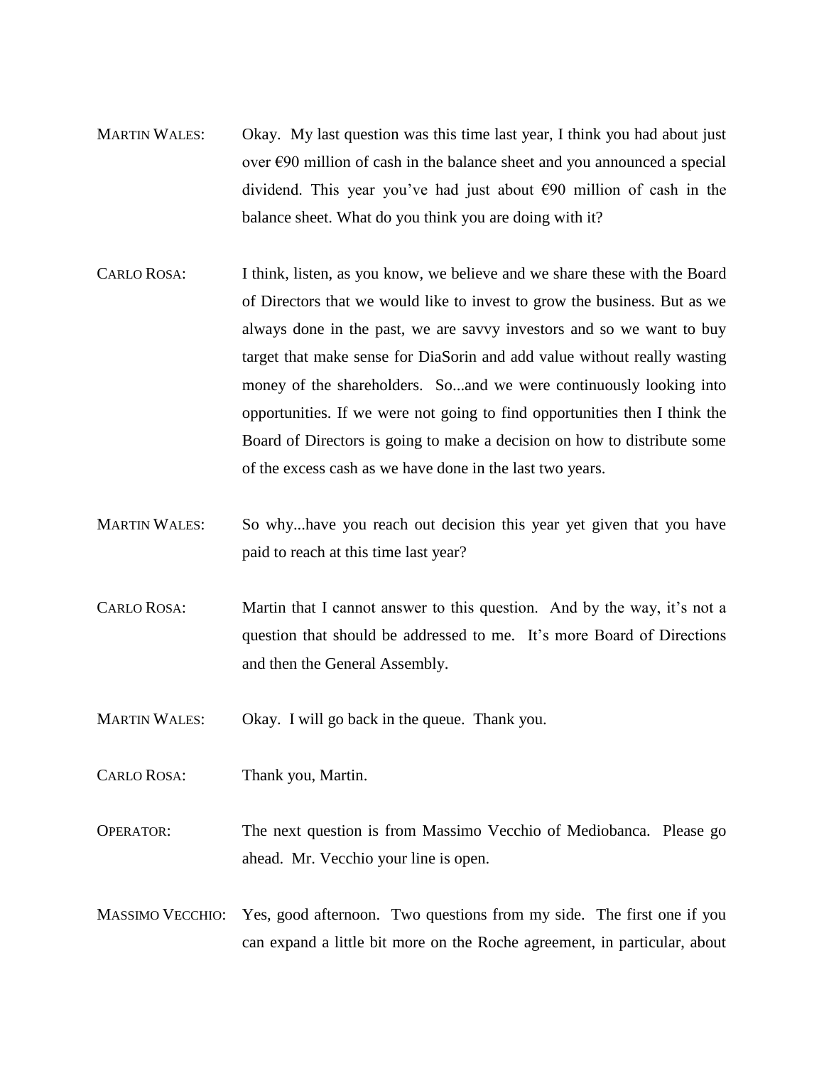MARTIN WALES: Okay. My last question was this time last year, I think you had about just over €90 million of cash in the balance sheet and you announced a special dividend. This year you've had just about €90 million of cash in the balance sheet. What do you think you are doing with it?

CARLO ROSA: I think, listen, as you know, we believe and we share these with the Board of Directors that we would like to invest to grow the business. But as we always done in the past, we are savvy investors and so we want to buy target that make sense for DiaSorin and add value without really wasting money of the shareholders. So...and we were continuously looking into opportunities. If we were not going to find opportunities then I think the Board of Directors is going to make a decision on how to distribute some of the excess cash as we have done in the last two years.

MARTIN WALES: So why...have you reach out decision this year yet given that you have paid to reach at this time last year?

CARLO ROSA: Martin that I cannot answer to this question. And by the way, it's not a question that should be addressed to me. It's more Board of Directions and then the General Assembly.

MARTIN WALES: Okay. I will go back in the queue. Thank you.

CARLO ROSA: Thank you, Martin.

OPERATOR: The next question is from Massimo Vecchio of Mediobanca. Please go ahead. Mr. Vecchio your line is open.

MASSIMO VECCHIO: Yes, good afternoon. Two questions from my side. The first one if you can expand a little bit more on the Roche agreement, in particular, about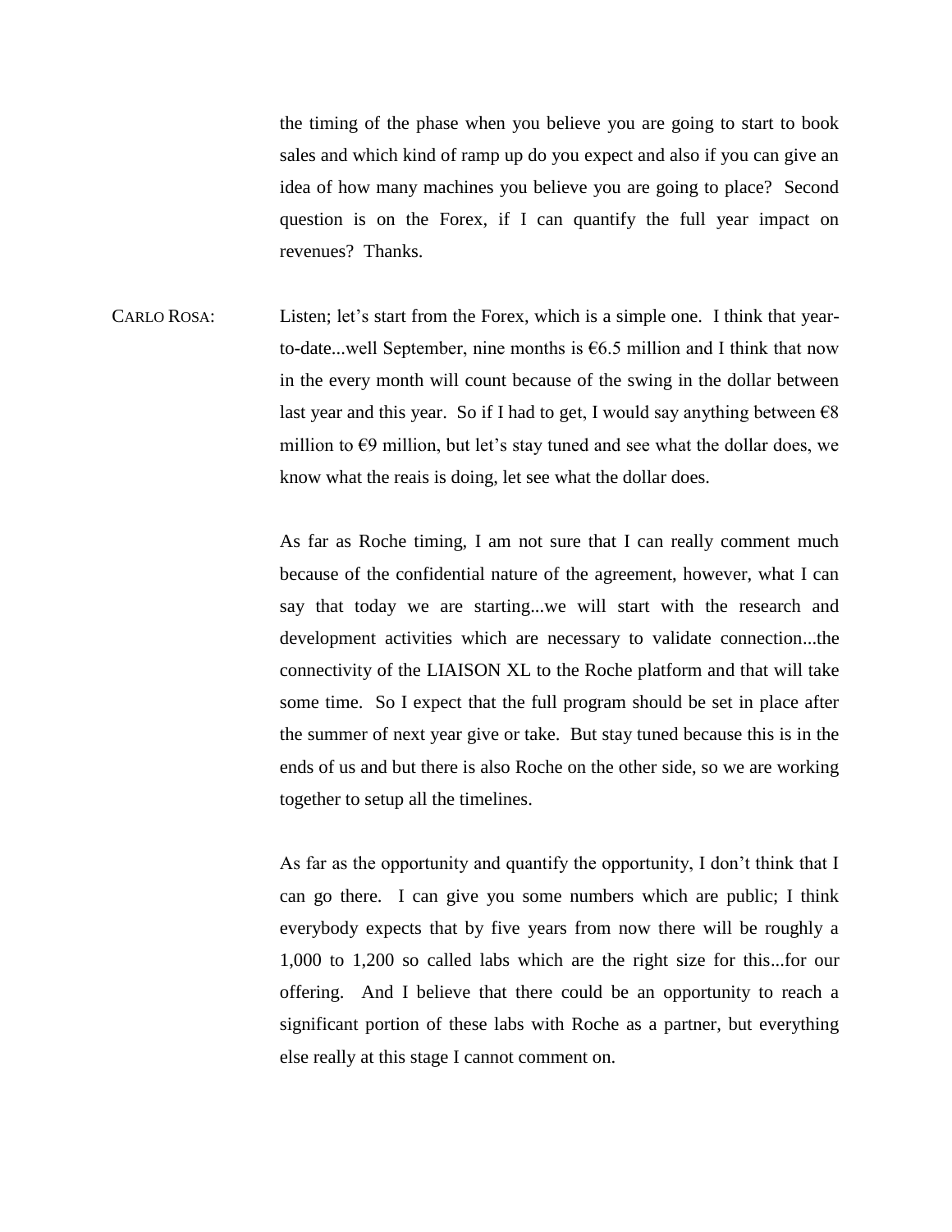the timing of the phase when you believe you are going to start to book sales and which kind of ramp up do you expect and also if you can give an idea of how many machines you believe you are going to place? Second question is on the Forex, if I can quantify the full year impact on revenues? Thanks.

CARLO ROSA: Listen; let's start from the Forex, which is a simple one. I think that year-to-date...well September, nine months is €6.5 million and I think that now in the every month will count because of the swing in the dollar between last year and this year. So if I had to get, I would say anything between €8 million to €9 million, but let's stay tuned and see what the dollar does, we know what the reais is doing, let see what the dollar does.

As far as Roche timing, I am not sure that I can really comment much because of the confidential nature of the agreement, however, what I can say that today we are starting...we will start with the research and development activities which are necessary to validate connection...the connectivity of the LIAISON XL to the Roche platform and that will take some time. So I expect that the full program should be set in place after the summer of next year give or take. But stay tuned because this is in the ends of us and but there is also Roche on the other side, so we are working together to setup all the timelines.

As far as the opportunity and quantify the opportunity, I don't think that I can go there. I can give you some numbers which are public; I think everybody expects that by five years from now there will be roughly a 1,000 to 1,200 so called labs which are the right size for this...for our offering. And I believe that there could be an opportunity to reach a significant portion of these labs with Roche as a partner, but everything else really at this stage I cannot comment on.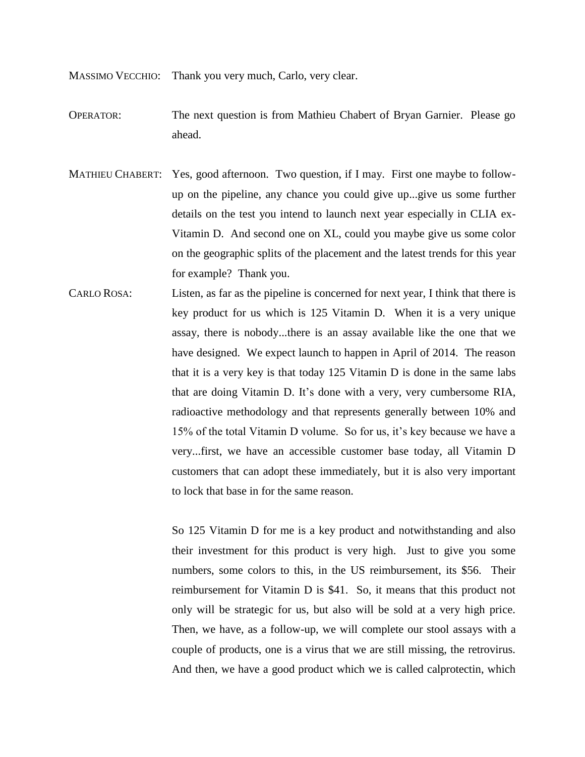MASSIMO VECCHIO: Thank you very much, Carlo, very clear.

OPERATOR: The next question is from Mathieu Chabert of Bryan Garnier. Please go ahead.

MATHIEU CHABERT: Yes, good afternoon. Two question, if I may. First one maybe to follow-up on the pipeline, any chance you could give up...give us some further details on the test you intend to launch next year especially in CLIA ex-Vitamin D. And second one on XL, could you maybe give us some color on the geographic splits of the placement and the latest trends for this year for example? Thank you.

CARLO ROSA: Listen, as far as the pipeline is concerned for next year, I think that there is key product for us which is 125 Vitamin D. When it is a very unique assay, there is nobody...there is an assay available like the one that we have designed. We expect launch to happen in April of 2014. The reason that it is a very key is that today 125 Vitamin D is done in the same labs that are doing Vitamin D. It's done with a very, very cumbersome RIA, radioactive methodology and that represents generally between 10% and 15% of the total Vitamin D volume. So for us, it's key because we have a very...first, we have an accessible customer base today, all Vitamin D customers that can adopt these immediately, but it is also very important to lock that base in for the same reason.

So 125 Vitamin D for me is a key product and notwithstanding and also their investment for this product is very high. Just to give you some numbers, some colors to this, in the US reimbursement, its $56. Their reimbursement for Vitamin D is $41. So, it means that this product not only will be strategic for us, but also will be sold at a very high price. Then, we have, as a follow-up, we will complete our stool assays with a couple of products, one is a virus that we are still missing, the retrovirus. And then, we have a good product which we is called calprotectin, which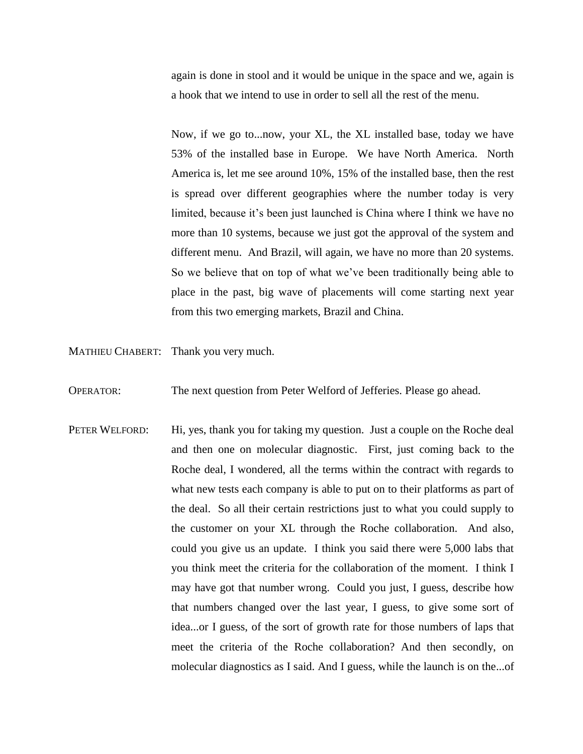again is done in stool and it would be unique in the space and we, again is a hook that we intend to use in order to sell all the rest of the menu.

Now, if we go to...now, your XL, the XL installed base, today we have 53% of the installed base in Europe. We have North America. North America is, let me see around 10%, 15% of the installed base, then the rest is spread over different geographies where the number today is very limited, because it's been just launched is China where I think we have no more than 10 systems, because we just got the approval of the system and different menu. And Brazil, will again, we have no more than 20 systems. So we believe that on top of what we've been traditionally being able to place in the past, big wave of placements will come starting next year from this two emerging markets, Brazil and China.

MATHIEU CHABERT: Thank you very much.

OPERATOR: The next question from Peter Welford of Jefferies. Please go ahead.

PETER WELFORD: Hi, yes, thank you for taking my question. Just a couple on the Roche deal and then one on molecular diagnostic. First, just coming back to the Roche deal, I wondered, all the terms within the contract with regards to what new tests each company is able to put on to their platforms as part of the deal. So all their certain restrictions just to what you could supply to the customer on your XL through the Roche collaboration. And also, could you give us an update. I think you said there were 5,000 labs that you think meet the criteria for the collaboration of the moment. I think I may have got that number wrong. Could you just, I guess, describe how that numbers changed over the last year, I guess, to give some sort of idea...or I guess, of the sort of growth rate for those numbers of laps that meet the criteria of the Roche collaboration? And then secondly, on molecular diagnostics as I said. And I guess, while the launch is on the...of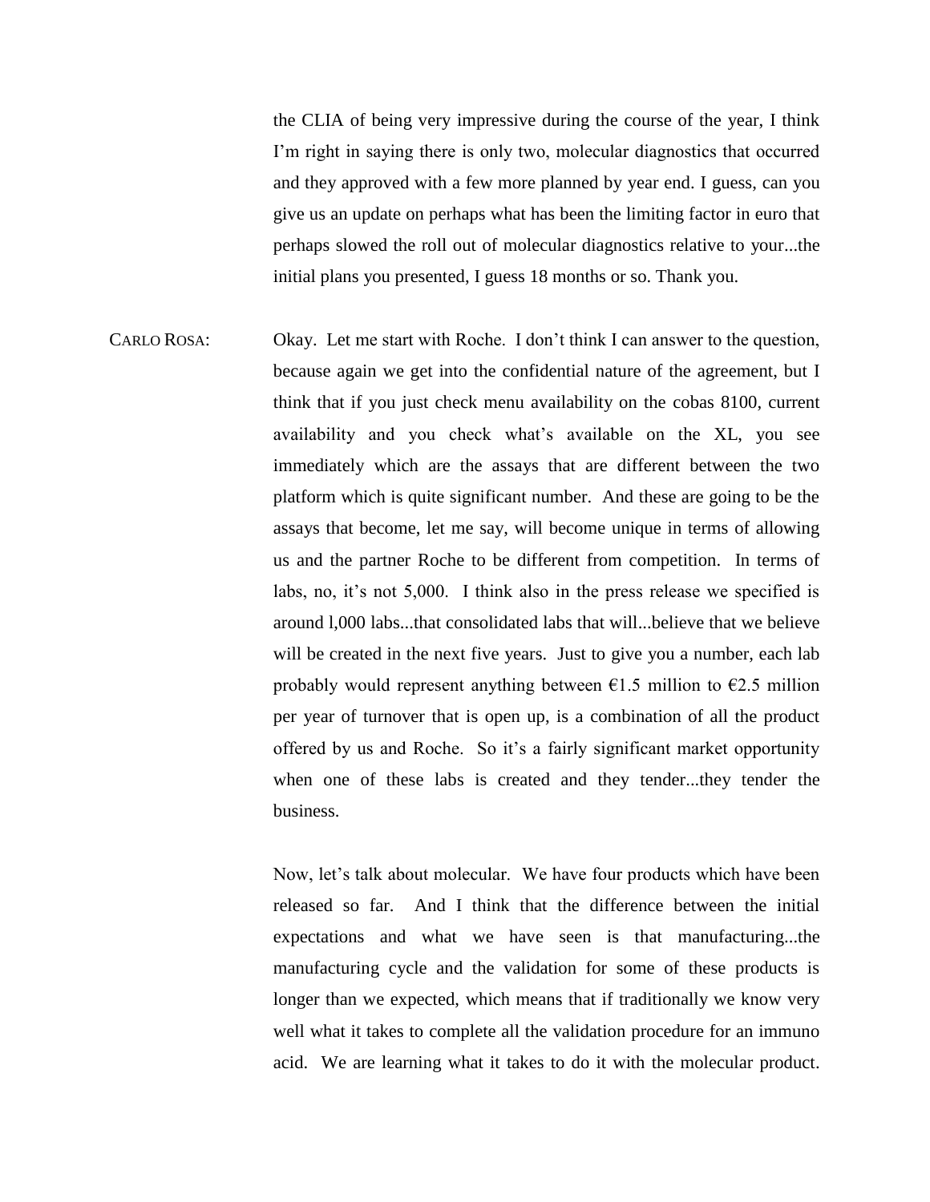the CLIA of being very impressive during the course of the year, I think I'm right in saying there is only two, molecular diagnostics that occurred and they approved with a few more planned by year end. I guess, can you give us an update on perhaps what has been the limiting factor in euro that perhaps slowed the roll out of molecular diagnostics relative to your...the initial plans you presented, I guess 18 months or so. Thank you.

CARLO ROSA: Okay. Let me start with Roche. I don't think I can answer to the question, because again we get into the confidential nature of the agreement, but I think that if you just check menu availability on the cobas 8100, current availability and you check what's available on the XL, you see immediately which are the assays that are different between the two platform which is quite significant number. And these are going to be the assays that become, let me say, will become unique in terms of allowing us and the partner Roche to be different from competition. In terms of labs, no, it's not 5,000. I think also in the press release we specified is around l,000 labs...that consolidated labs that will...believe that we believe will be created in the next five years. Just to give you a number, each lab probably would represent anything between €1.5 million to €2.5 million per year of turnover that is open up, is a combination of all the product offered by us and Roche. So it's a fairly significant market opportunity when one of these labs is created and they tender...they tender the business.

Now, let's talk about molecular. We have four products which have been released so far. And I think that the difference between the initial expectations and what we have seen is that manufacturing...the manufacturing cycle and the validation for some of these products is longer than we expected, which means that if traditionally we know very well what it takes to complete all the validation procedure for an immuno acid. We are learning what it takes to do it with the molecular product.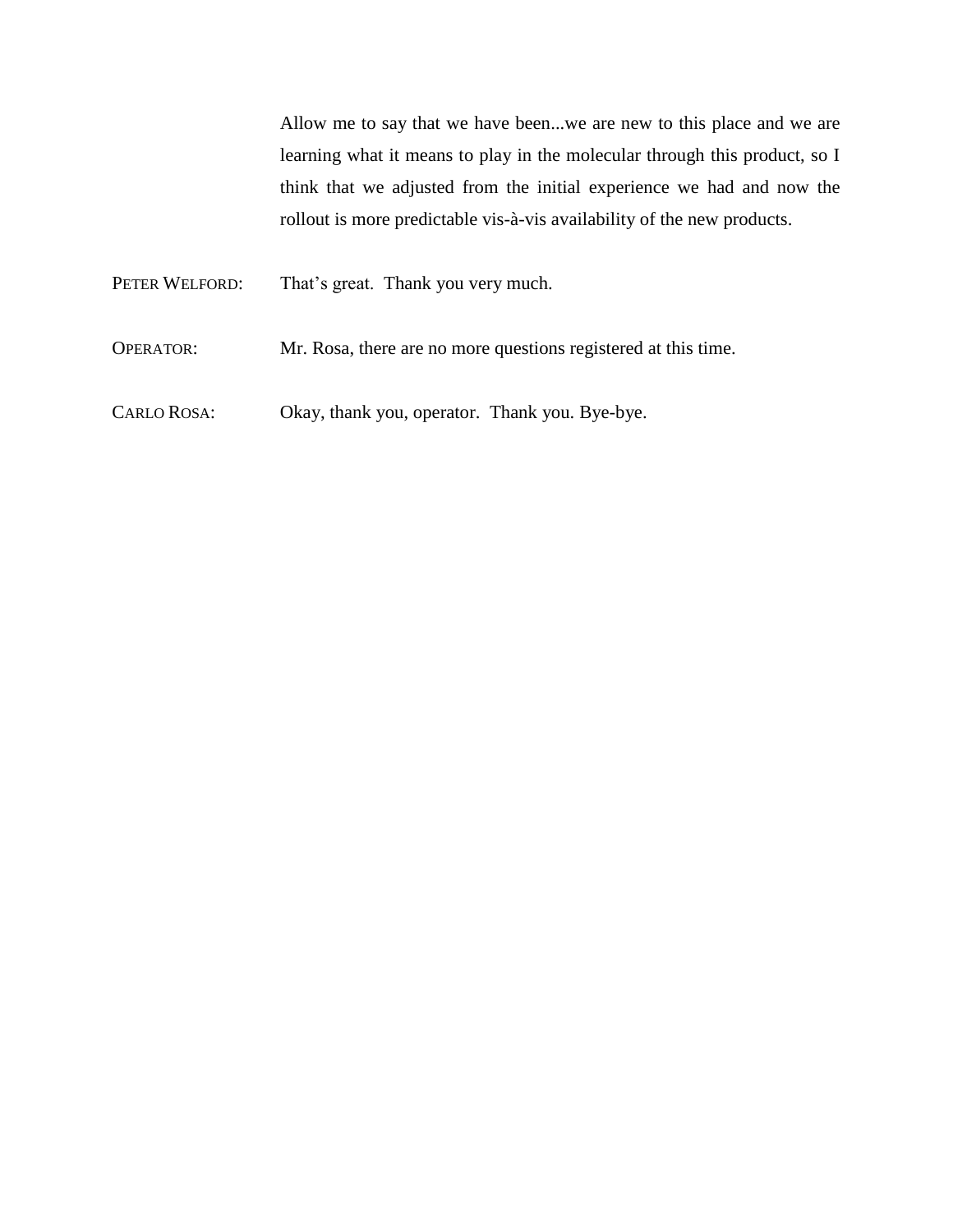Allow me to say that we have been...we are new to this place and we are learning what it means to play in the molecular through this product, so I think that we adjusted from the initial experience we had and now the rollout is more predictable vis-à-vis availability of the new products.

PETER WELFORD: That's great. Thank you very much.

OPERATOR: Mr. Rosa, there are no more questions registered at this time.

CARLO ROSA: Okay, thank you, operator. Thank you. Bye-bye.